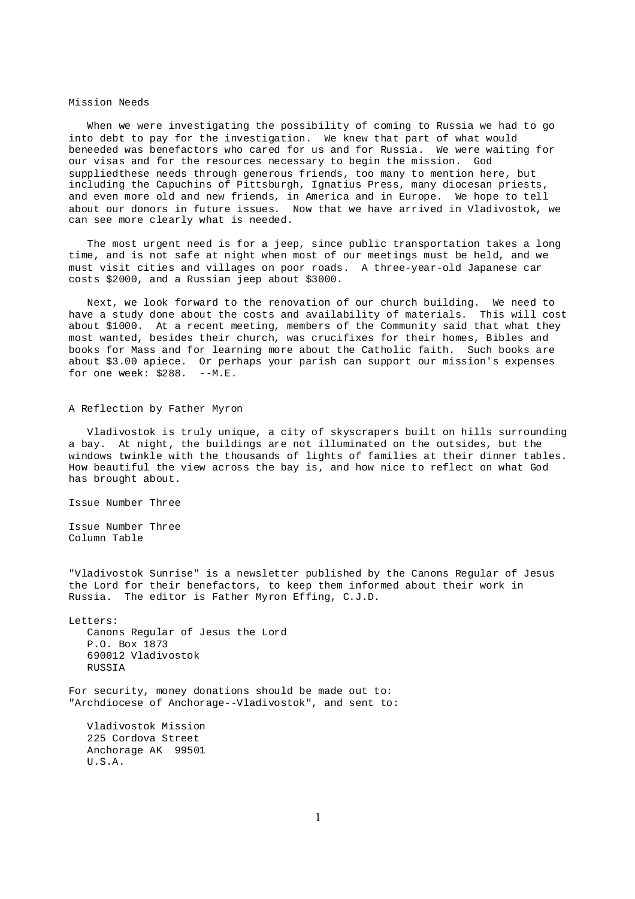## Mission Needs

When we were investigating the possibility of coming to Russia we had to go into debt to pay for the investigation. We knew that part of what would beneeded was benefactors who cared for us and for Russia. We were waiting for our visas and for the resources necessary to begin the mission. God suppliedthese needs through generous friends, too many to mention here, but including the Capuchins of Pittsburgh, Ignatius Press, many diocesan priests, and even more old and new friends, in America and in Europe. We hope to tell about our donors in future issues. Now that we have arrived in Vladivostok, we can see more clearly what is needed.

The most urgent need is for a jeep, since public transportation takes a long time, and is not safe at night when most of our meetings must be held, and we must visit cities and villages on poor roads. A three-year-old Japanese car costs $2000, and a Russian jeep about $3000.

Next, we look forward to the renovation of our church building. We need to have a study done about the costs and availability of materials. This will cost about $1000. At a recent meeting, members of the Community said that what they most wanted, besides their church, was crucifixes for their homes, Bibles and books for Mass and for learning more about the Catholic faith. Such books are about $3.00 apiece. Or perhaps your parish can support our mission's expenses for one week: $288. --M.E.

## A Reflection by Father Myron

Vladivostok is truly unique, a city of skyscrapers built on hills surrounding a bay. At night, the buildings are not illuminated on the outsides, but the windows twinkle with the thousands of lights of families at their dinner tables. How beautiful the view across the bay is, and how nice to reflect on what God has brought about.

Issue Number Three

Issue Number Three
Column Table

"Vladivostok Sunrise" is a newsletter published by the Canons Regular of Jesus the Lord for their benefactors, to keep them informed about their work in Russia. The editor is Father Myron Effing, C.J.D.

Letters:
Canons Regular of Jesus the Lord
P.O. Box 1873
690012 Vladivostok
RUSSIA

For security, money donations should be made out to: "Archdiocese of Anchorage--Vladivostok", and sent to:

Vladivostok Mission
225 Cordova Street
Anchorage AK 99501
U.S.A.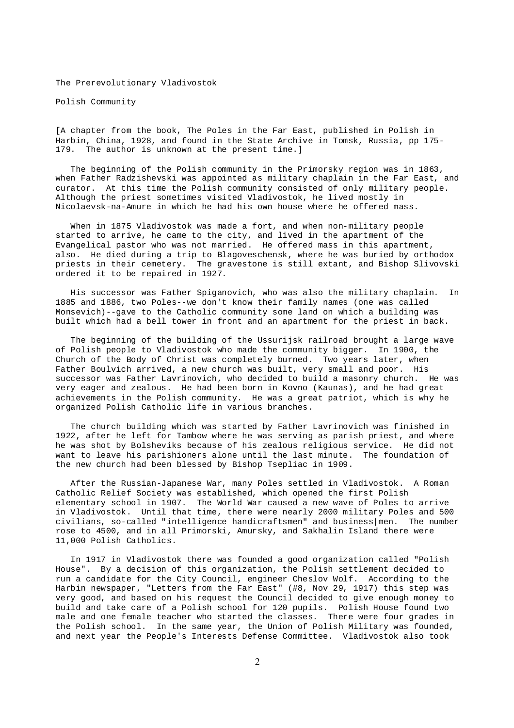The Prerevolutionary Vladivostok

Polish Community

[A chapter from the book, The Poles in the Far East, published in Polish in Harbin, China, 1928, and found in the State Archive in Tomsk, Russia, pp 175-179. The author is unknown at the present time.]

The beginning of the Polish community in the Primorsky region was in 1863, when Father Radzishevski was appointed as military chaplain in the Far East, and curator. At this time the Polish community consisted of only military people. Although the priest sometimes visited Vladivostok, he lived mostly in Nicolaevsk-na-Amure in which he had his own house where he offered mass.

When in 1875 Vladivostok was made a fort, and when non-military people started to arrive, he came to the city, and lived in the apartment of the Evangelical pastor who was not married. He offered mass in this apartment, also. He died during a trip to Blagoveschensk, where he was buried by orthodox priests in their cemetery. The gravestone is still extant, and Bishop Slivovski ordered it to be repaired in 1927.

His successor was Father Spiganovich, who was also the military chaplain. In 1885 and 1886, two Poles--we don't know their family names (one was called Monsevich)--gave to the Catholic community some land on which a building was built which had a bell tower in front and an apartment for the priest in back.

The beginning of the building of the Ussurijsk railroad brought a large wave of Polish people to Vladivostok who made the community bigger. In 1900, the Church of the Body of Christ was completely burned. Two years later, when Father Boulvich arrived, a new church was built, very small and poor. His successor was Father Lavrinovich, who decided to build a masonry church. He was very eager and zealous. He had been born in Kovno (Kaunas), and he had great achievements in the Polish community. He was a great patriot, which is why he organized Polish Catholic life in various branches.

The church building which was started by Father Lavrinovich was finished in 1922, after he left for Tambow where he was serving as parish priest, and where he was shot by Bolsheviks because of his zealous religious service. He did not want to leave his parishioners alone until the last minute. The foundation of the new church had been blessed by Bishop Tsepliac in 1909.

After the Russian-Japanese War, many Poles settled in Vladivostok. A Roman Catholic Relief Society was established, which opened the first Polish elementary school in 1907. The World War caused a new wave of Poles to arrive in Vladivostok. Until that time, there were nearly 2000 military Poles and 500 civilians, so-called "intelligence handicraftsmen" and business|men. The number rose to 4500, and in all Primorski, Amursky, and Sakhalin Island there were 11,000 Polish Catholics.

In 1917 in Vladivostok there was founded a good organization called "Polish House". By a decision of this organization, the Polish settlement decided to run a candidate for the City Council, engineer Cheslov Wolf. According to the Harbin newspaper, "Letters from the Far East" (#8, Nov 29, 1917) this step was very good, and based on his request the Council decided to give enough money to build and take care of a Polish school for 120 pupils. Polish House found two male and one female teacher who started the classes. There were four grades in the Polish school. In the same year, the Union of Polish Military was founded, and next year the People's Interests Defense Committee. Vladivostok also took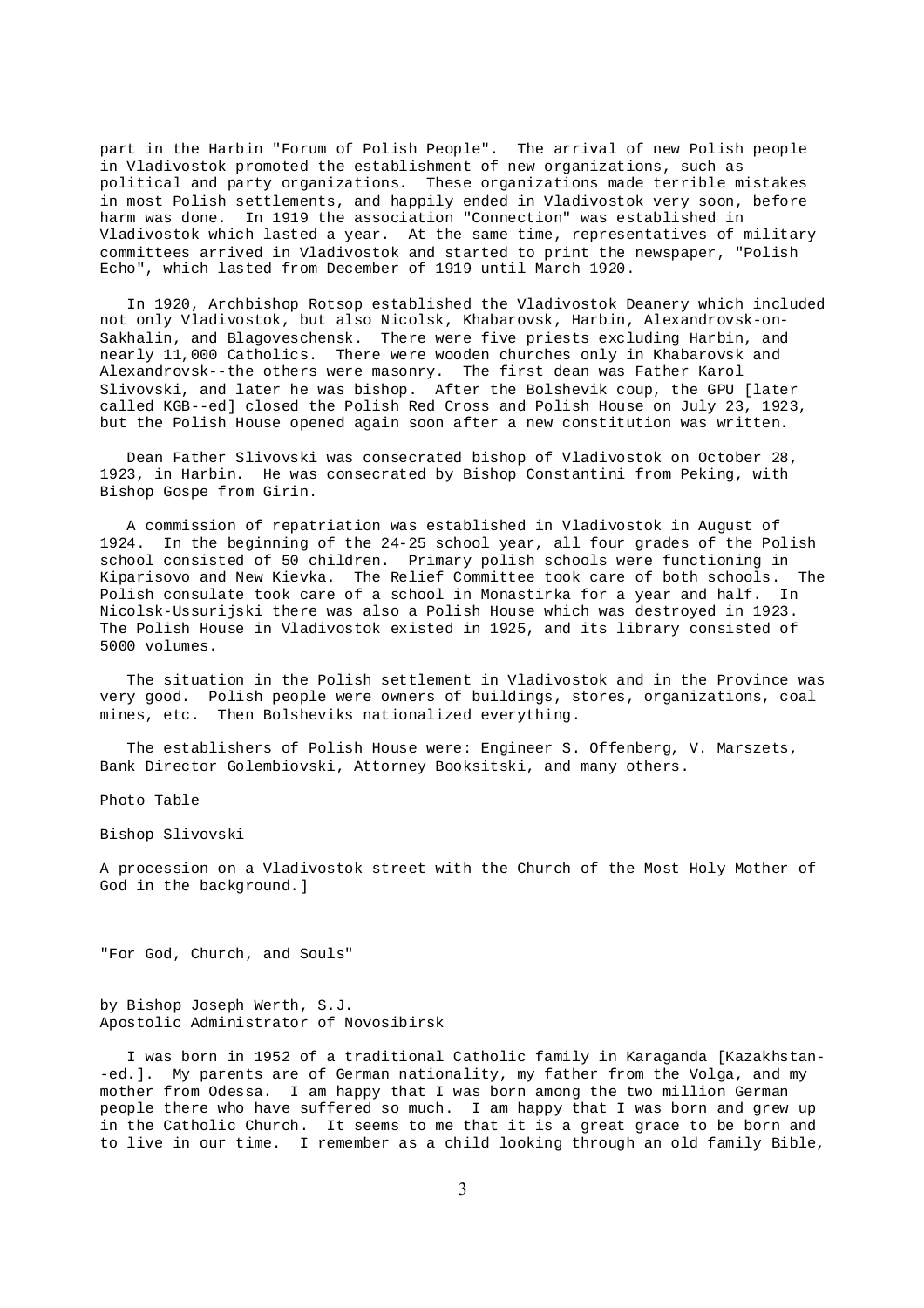part in the Harbin "Forum of Polish People". The arrival of new Polish people in Vladivostok promoted the establishment of new organizations, such as political and party organizations. These organizations made terrible mistakes in most Polish settlements, and happily ended in Vladivostok very soon, before harm was done. In 1919 the association "Connection" was established in Vladivostok which lasted a year. At the same time, representatives of military committees arrived in Vladivostok and started to print the newspaper, "Polish Echo", which lasted from December of 1919 until March 1920.

In 1920, Archbishop Rotsop established the Vladivostok Deanery which included not only Vladivostok, but also Nicolsk, Khabarovsk, Harbin, Alexandrovsk-on-Sakhalin, and Blagoveschensk. There were five priests excluding Harbin, and nearly 11,000 Catholics. There were wooden churches only in Khabarovsk and Alexandrovsk--the others were masonry. The first dean was Father Karol Slivovski, and later he was bishop. After the Bolshevik coup, the GPU [later called KGB--ed] closed the Polish Red Cross and Polish House on July 23, 1923, but the Polish House opened again soon after a new constitution was written.

Dean Father Slivovski was consecrated bishop of Vladivostok on October 28, 1923, in Harbin. He was consecrated by Bishop Constantini from Peking, with Bishop Gospe from Girin.

A commission of repatriation was established in Vladivostok in August of 1924. In the beginning of the 24-25 school year, all four grades of the Polish school consisted of 50 children. Primary polish schools were functioning in Kiparisovo and New Kievka. The Relief Committee took care of both schools. The Polish consulate took care of a school in Monastirka for a year and half. In Nicolsk-Ussurijski there was also a Polish House which was destroyed in 1923. The Polish House in Vladivostok existed in 1925, and its library consisted of 5000 volumes.

The situation in the Polish settlement in Vladivostok and in the Province was very good. Polish people were owners of buildings, stores, organizations, coal mines, etc. Then Bolsheviks nationalized everything.

The establishers of Polish House were: Engineer S. Offenberg, V. Marszets, Bank Director Golembiovski, Attorney Booksitski, and many others.

Photo Table

Bishop Slivovski

A procession on a Vladivostok street with the Church of the Most Holy Mother of God in the background.]

## "For God, Church, and Souls"

by Bishop Joseph Werth, S.J.
Apostolic Administrator of Novosibirsk

I was born in 1952 of a traditional Catholic family in Karaganda [Kazakhstan--ed.]. My parents are of German nationality, my father from the Volga, and my mother from Odessa. I am happy that I was born among the two million German people there who have suffered so much. I am happy that I was born and grew up in the Catholic Church. It seems to me that it is a great grace to be born and to live in our time. I remember as a child looking through an old family Bible,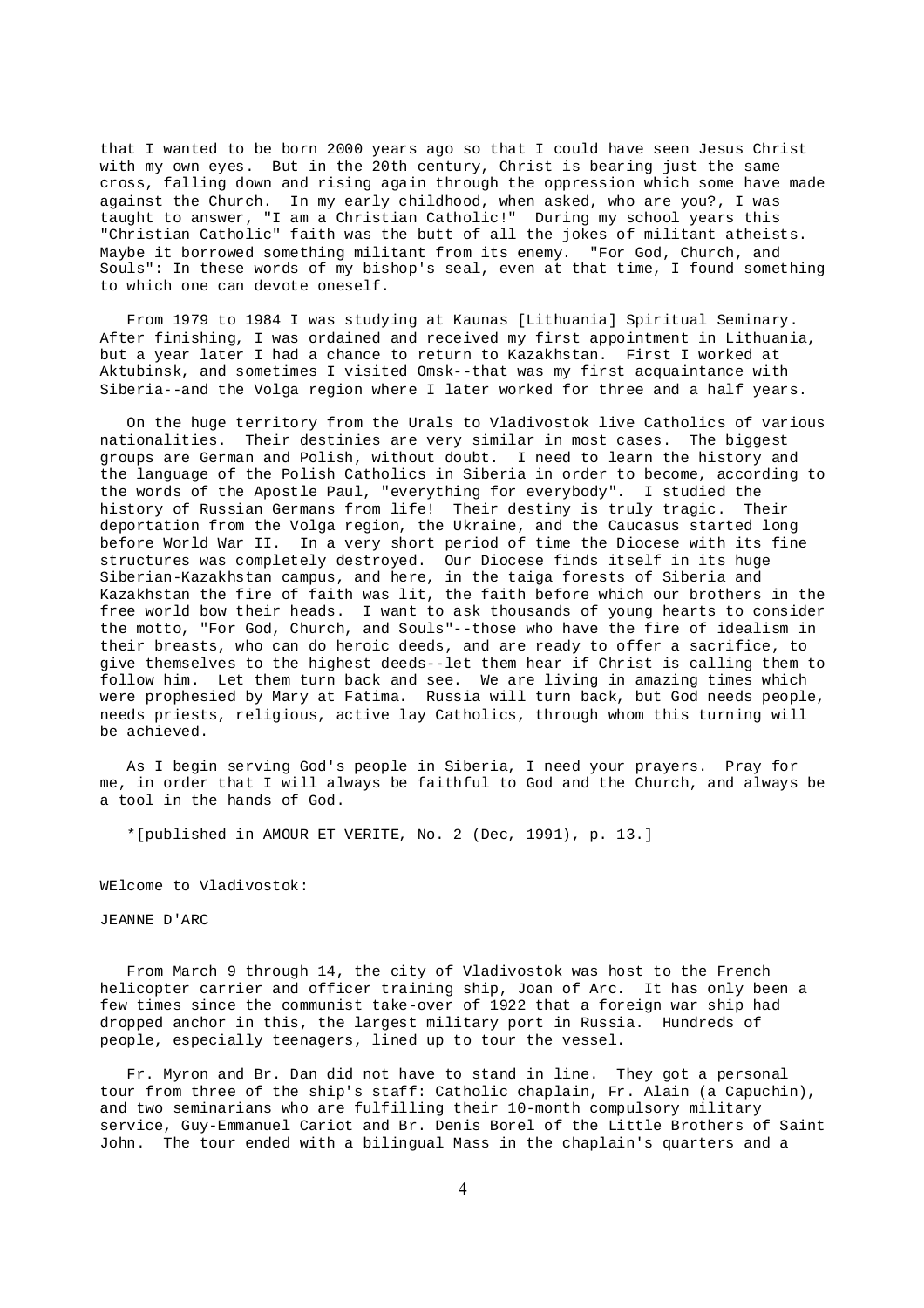that I wanted to be born 2000 years ago so that I could have seen Jesus Christ with my own eyes. But in the 20th century, Christ is bearing just the same cross, falling down and rising again through the oppression which some have made against the Church. In my early childhood, when asked, who are you?, I was taught to answer, "I am a Christian Catholic!" During my school years this "Christian Catholic" faith was the butt of all the jokes of militant atheists. Maybe it borrowed something militant from its enemy. "For God, Church, and Souls": In these words of my bishop's seal, even at that time, I found something to which one can devote oneself.

From 1979 to 1984 I was studying at Kaunas [Lithuania] Spiritual Seminary. After finishing, I was ordained and received my first appointment in Lithuania, but a year later I had a chance to return to Kazakhstan. First I worked at Aktubinsk, and sometimes I visited Omsk--that was my first acquaintance with Siberia--and the Volga region where I later worked for three and a half years.

On the huge territory from the Urals to Vladivostok live Catholics of various nationalities. Their destinies are very similar in most cases. The biggest groups are German and Polish, without doubt. I need to learn the history and the language of the Polish Catholics in Siberia in order to become, according to the words of the Apostle Paul, "everything for everybody". I studied the history of Russian Germans from life! Their destiny is truly tragic. Their deportation from the Volga region, the Ukraine, and the Caucasus started long before World War II. In a very short period of time the Diocese with its fine structures was completely destroyed. Our Diocese finds itself in its huge Siberian-Kazakhstan campus, and here, in the taiga forests of Siberia and Kazakhstan the fire of faith was lit, the faith before which our brothers in the free world bow their heads. I want to ask thousands of young hearts to consider the motto, "For God, Church, and Souls"--those who have the fire of idealism in their breasts, who can do heroic deeds, and are ready to offer a sacrifice, to give themselves to the highest deeds--let them hear if Christ is calling them to follow him. Let them turn back and see. We are living in amazing times which were prophesied by Mary at Fatima. Russia will turn back, but God needs people, needs priests, religious, active lay Catholics, through whom this turning will be achieved.

As I begin serving God's people in Siberia, I need your prayers. Pray for me, in order that I will always be faithful to God and the Church, and always be a tool in the hands of God.

*[published in AMOUR ET VERITE, No. 2 (Dec, 1991), p. 13.]

WElcome to Vladivostok:

JEANNE D'ARC

From March 9 through 14, the city of Vladivostok was host to the French helicopter carrier and officer training ship, Joan of Arc. It has only been a few times since the communist take-over of 1922 that a foreign war ship had dropped anchor in this, the largest military port in Russia. Hundreds of people, especially teenagers, lined up to tour the vessel.

Fr. Myron and Br. Dan did not have to stand in line. They got a personal tour from three of the ship's staff: Catholic chaplain, Fr. Alain (a Capuchin), and two seminarians who are fulfilling their 10-month compulsory military service, Guy-Emmanuel Cariot and Br. Denis Borel of the Little Brothers of Saint John. The tour ended with a bilingual Mass in the chaplain's quarters and a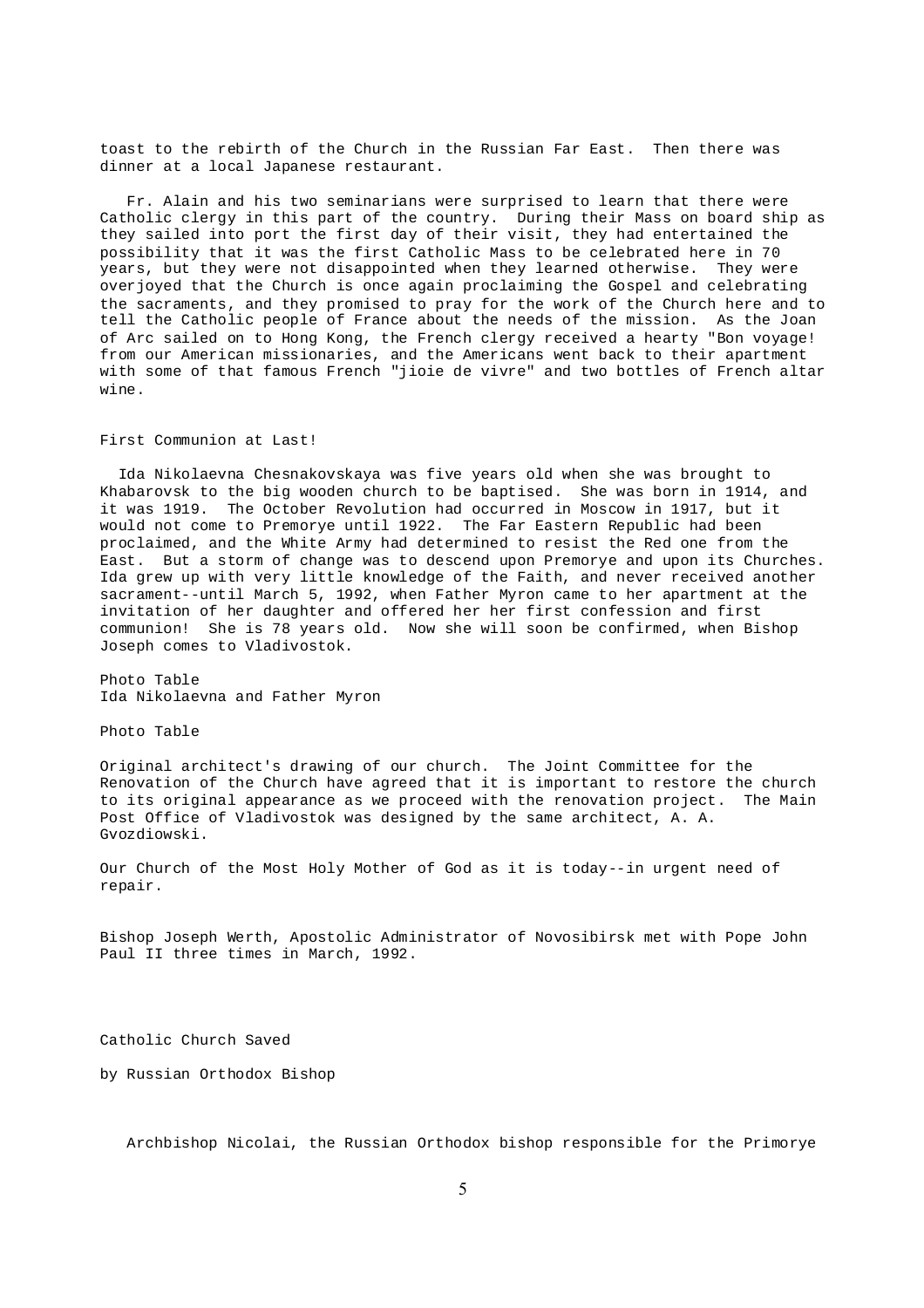toast to the rebirth of the Church in the Russian Far East. Then there was dinner at a local Japanese restaurant.

Fr. Alain and his two seminarians were surprised to learn that there were Catholic clergy in this part of the country. During their Mass on board ship as they sailed into port the first day of their visit, they had entertained the possibility that it was the first Catholic Mass to be celebrated here in 70 years, but they were not disappointed when they learned otherwise. They were overjoyed that the Church is once again proclaiming the Gospel and celebrating the sacraments, and they promised to pray for the work of the Church here and to tell the Catholic people of France about the needs of the mission. As the Joan of Arc sailed on to Hong Kong, the French clergy received a hearty "Bon voyage! from our American missionaries, and the Americans went back to their apartment with some of that famous French "jioie de vivre" and two bottles of French altar wine.

## First Communion at Last!

Ida Nikolaevna Chesnakovskaya was five years old when she was brought to Khabarovsk to the big wooden church to be baptised. She was born in 1914, and it was 1919. The October Revolution had occurred in Moscow in 1917, but it would not come to Premorye until 1922. The Far Eastern Republic had been proclaimed, and the White Army had determined to resist the Red one from the East. But a storm of change was to descend upon Premorye and upon its Churches. Ida grew up with very little knowledge of the Faith, and never received another sacrament--until March 5, 1992, when Father Myron came to her apartment at the invitation of her daughter and offered her her first confession and first communion! She is 78 years old. Now she will soon be confirmed, when Bishop Joseph comes to Vladivostok.

Photo Table
Ida Nikolaevna and Father Myron

Photo Table

Original architect's drawing of our church. The Joint Committee for the Renovation of the Church have agreed that it is important to restore the church to its original appearance as we proceed with the renovation project. The Main Post Office of Vladivostok was designed by the same architect, A. A. Gvozdiowski.

Our Church of the Most Holy Mother of God as it is today--in urgent need of repair.

Bishop Joseph Werth, Apostolic Administrator of Novosibirsk met with Pope John Paul II three times in March, 1992.

## Catholic Church Saved

by Russian Orthodox Bishop

Archbishop Nicolai, the Russian Orthodox bishop responsible for the Primorye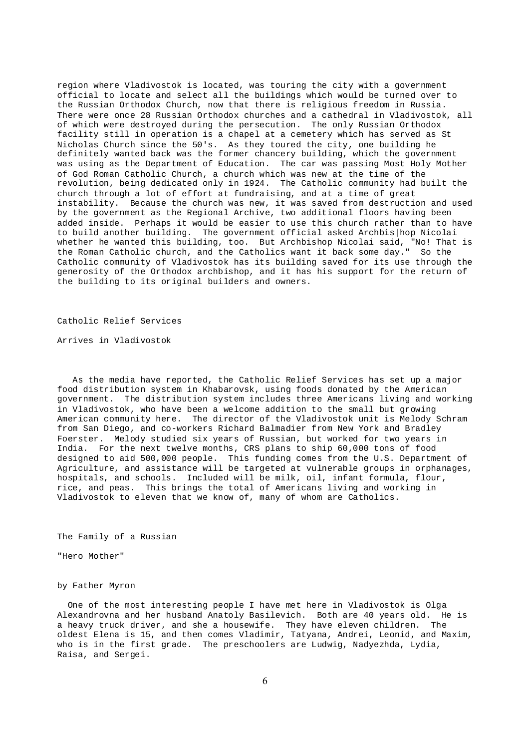region where Vladivostok is located, was touring the city with a government official to locate and select all the buildings which would be turned over to the Russian Orthodox Church, now that there is religious freedom in Russia. There were once 28 Russian Orthodox churches and a cathedral in Vladivostok, all of which were destroyed during the persecution. The only Russian Orthodox facility still in operation is a chapel at a cemetery which has served as St Nicholas Church since the 50's. As they toured the city, one building he definitely wanted back was the former chancery building, which the government was using as the Department of Education. The car was passing Most Holy Mother of God Roman Catholic Church, a church which was new at the time of the revolution, being dedicated only in 1924. The Catholic community had built the church through a lot of effort at fundraising, and at a time of great instability. Because the church was new, it was saved from destruction and used by the government as the Regional Archive, two additional floors having been added inside. Perhaps it would be easier to use this church rather than to have to build another building. The government official asked Archbis|hop Nicolai whether he wanted this building, too. But Archbishop Nicolai said, "No! That is the Roman Catholic church, and the Catholics want it back some day." So the Catholic community of Vladivostok has its building saved for its use through the generosity of the Orthodox archbishop, and it has his support for the return of the building to its original builders and owners.

## Catholic Relief Services

## Arrives in Vladivostok

As the media have reported, the Catholic Relief Services has set up a major food distribution system in Khabarovsk, using foods donated by the American government. The distribution system includes three Americans living and working in Vladivostok, who have been a welcome addition to the small but growing American community here. The director of the Vladivostok unit is Melody Schram from San Diego, and co-workers Richard Balmadier from New York and Bradley Foerster. Melody studied six years of Russian, but worked for two years in India. For the next twelve months, CRS plans to ship 60,000 tons of food designed to aid 500,000 people. This funding comes from the U.S. Department of Agriculture, and assistance will be targeted at vulnerable groups in orphanages, hospitals, and schools. Included will be milk, oil, infant formula, flour, rice, and peas. This brings the total of Americans living and working in Vladivostok to eleven that we know of, many of whom are Catholics.

## The Family of a Russian

## "Hero Mother"

by Father Myron

One of the most interesting people I have met here in Vladivostok is Olga Alexandrovna and her husband Anatoly Basilevich. Both are 40 years old. He is a heavy truck driver, and she a housewife. They have eleven children. The oldest Elena is 15, and then comes Vladimir, Tatyana, Andrei, Leonid, and Maxim, who is in the first grade. The preschoolers are Ludwig, Nadyezhda, Lydia, Raisa, and Sergei.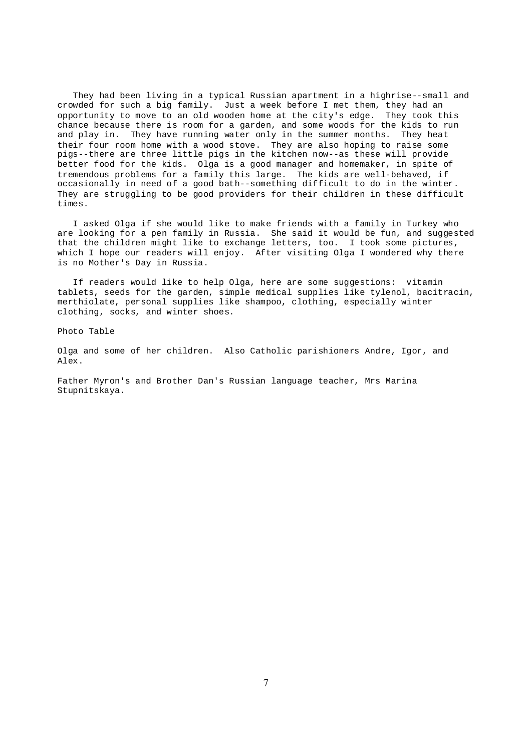They had been living in a typical Russian apartment in a highrise--small and crowded for such a big family. Just a week before I met them, they had an opportunity to move to an old wooden home at the city's edge. They took this chance because there is room for a garden, and some woods for the kids to run and play in. They have running water only in the summer months. They heat their four room home with a wood stove. They are also hoping to raise some pigs--there are three little pigs in the kitchen now--as these will provide better food for the kids. Olga is a good manager and homemaker, in spite of tremendous problems for a family this large. The kids are well-behaved, if occasionally in need of a good bath--something difficult to do in the winter. They are struggling to be good providers for their children in these difficult times.

I asked Olga if she would like to make friends with a family in Turkey who are looking for a pen family in Russia. She said it would be fun, and suggested that the children might like to exchange letters, too. I took some pictures, which I hope our readers will enjoy. After visiting Olga I wondered why there is no Mother's Day in Russia.

If readers would like to help Olga, here are some suggestions: vitamin tablets, seeds for the garden, simple medical supplies like tylenol, bacitracin, merthiolate, personal supplies like shampoo, clothing, especially winter clothing, socks, and winter shoes.

Photo Table

Olga and some of her children. Also Catholic parishioners Andre, Igor, and Alex.

Father Myron's and Brother Dan's Russian language teacher, Mrs Marina Stupnitskaya.